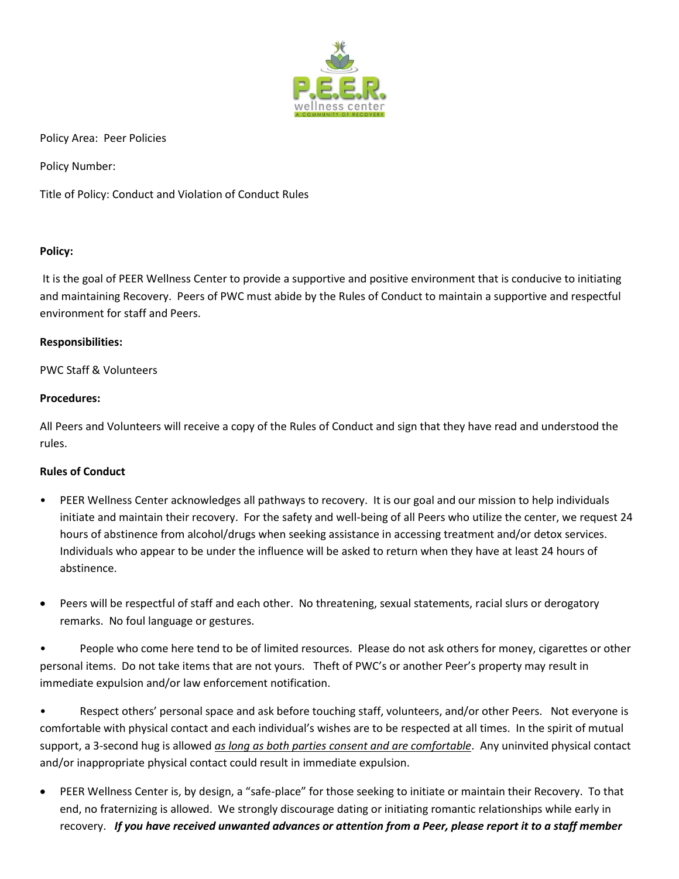Policy Area: Peer Policies

Policy Number:

Title of Policy: Conduct and Violation of Conduct Rules

**Policy:**

It is the goal of PEER Wellness Center to provide a supportive and positive environment that is conducive to initiating and maintaining Recovery. Peers of PWC must abide by the Rules of Conduct to maintain a supportive and respectful environment for staff and Peers.

**Responsibilities:**

PWC Staff & Volunteers

**Procedures:**

All Peers and Volunteers will receive a copy of the Rules of Conduct and sign that they have read and understood the rules.

**Rules of Conduct**

- PEER Wellness Center acknowledges all pathways to recovery. It is our goal and our mission to help individuals initiate and maintain their recovery. For the safety and well-being of all Peers who utilize the center, we request 24 hours of abstinence from alcohol/drugs when seeking assistance in accessing treatment and/or detox services. Individuals who appear to be under the influence will be asked to return when they have at least 24 hours of abstinence.

- Peers will be respectful of staff and each other. No threatening, sexual statements, racial slurs or derogatory remarks. No foul language or gestures.

- People who come here tend to be of limited resources. Please do not ask others for money, cigarettes or other personal items. Do not take items that are not yours. Theft of PWC's or another Peer's property may result in immediate expulsion and/or law enforcement notification.

- Respect others' personal space and ask before touching staff, volunteers, and/or other Peers. Not everyone is comfortable with physical contact and each individual's wishes are to be respected at all times. In the spirit of mutual support, a 3-second hug is allowed *as long as both parties consent and are comfortable*. Any uninvited physical contact and/or inappropriate physical contact could result in immediate expulsion.

- PEER Wellness Center is, by design, a "safe-place" for those seeking to initiate or maintain their Recovery. To that end, no fraternizing is allowed. We strongly discourage dating or initiating romantic relationships while early in recovery. ***If you have received unwanted advances or attention from a Peer, please report it to a staff member***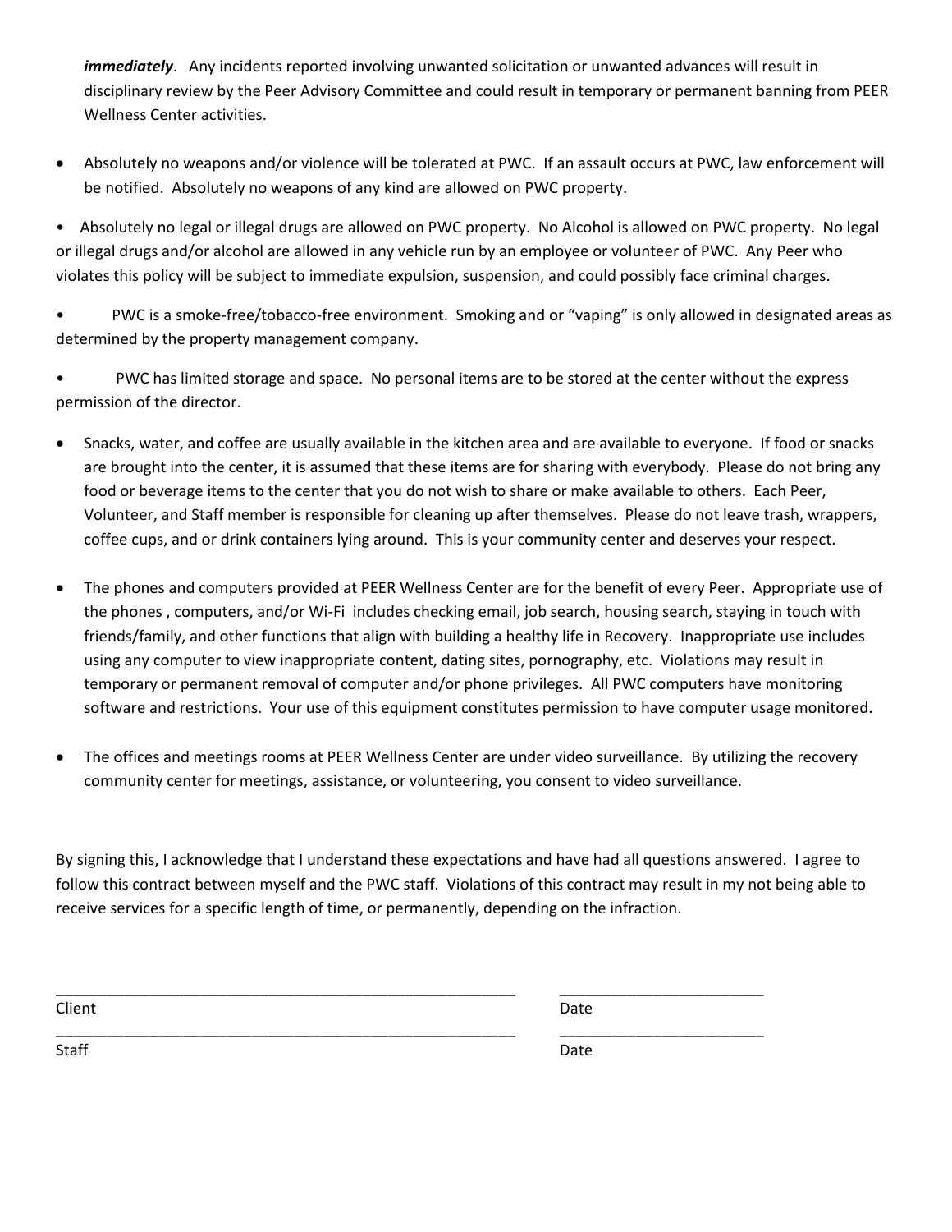*immediately*. Any incidents reported involving unwanted solicitation or unwanted advances will result in disciplinary review by the Peer Advisory Committee and could result in temporary or permanent banning from PEER Wellness Center activities.

- Absolutely no weapons and/or violence will be tolerated at PWC. If an assault occurs at PWC, law enforcement will be notified. Absolutely no weapons of any kind are allowed on PWC property.

- Absolutely no legal or illegal drugs are allowed on PWC property. No Alcohol is allowed on PWC property. No legal or illegal drugs and/or alcohol are allowed in any vehicle run by an employee or volunteer of PWC. Any Peer who violates this policy will be subject to immediate expulsion, suspension, and could possibly face criminal charges.

- PWC is a smoke-free/tobacco-free environment. Smoking and or "vaping" is only allowed in designated areas as determined by the property management company.

- PWC has limited storage and space. No personal items are to be stored at the center without the express permission of the director.

- Snacks, water, and coffee are usually available in the kitchen area and are available to everyone. If food or snacks are brought into the center, it is assumed that these items are for sharing with everybody. Please do not bring any food or beverage items to the center that you do not wish to share or make available to others. Each Peer, Volunteer, and Staff member is responsible for cleaning up after themselves. Please do not leave trash, wrappers, coffee cups, and or drink containers lying around. This is your community center and deserves your respect.

- The phones and computers provided at PEER Wellness Center are for the benefit of every Peer. Appropriate use of the phones , computers, and/or Wi-Fi includes checking email, job search, housing search, staying in touch with friends/family, and other functions that align with building a healthy life in Recovery. Inappropriate use includes using any computer to view inappropriate content, dating sites, pornography, etc. Violations may result in temporary or permanent removal of computer and/or phone privileges. All PWC computers have monitoring software and restrictions. Your use of this equipment constitutes permission to have computer usage monitored.

- The offices and meetings rooms at PEER Wellness Center are under video surveillance. By utilizing the recovery community center for meetings, assistance, or volunteering, you consent to video surveillance.

By signing this, I acknowledge that I understand these expectations and have had all questions answered. I agree to follow this contract between myself and the PWC staff. Violations of this contract may result in my not being able to receive services for a specific length of time, or permanently, depending on the infraction.

\_\_\_\_\_\_\_\_\_\_\_\_\_\_\_\_\_\_\_\_\_\_\_\_\_\_\_\_\_\_\_\_\_\_\_\_\_\_\_\_\_\_\_\_\_\_\_\_\_\_\_\_\_\_\_\_ \_\_\_\_\_\_\_\_\_\_\_\_\_\_\_\_\_\_\_\_\_\_\_\_\_\_

Client Date

\_\_\_\_\_\_\_\_\_\_\_\_\_\_\_\_\_\_\_\_\_\_\_\_\_\_\_\_\_\_\_\_\_\_\_\_\_\_\_\_\_\_\_\_\_\_\_\_\_\_\_\_\_\_\_\_ \_\_\_\_\_\_\_\_\_\_\_\_\_\_\_\_\_\_\_\_\_\_\_\_\_\_

Staff Date